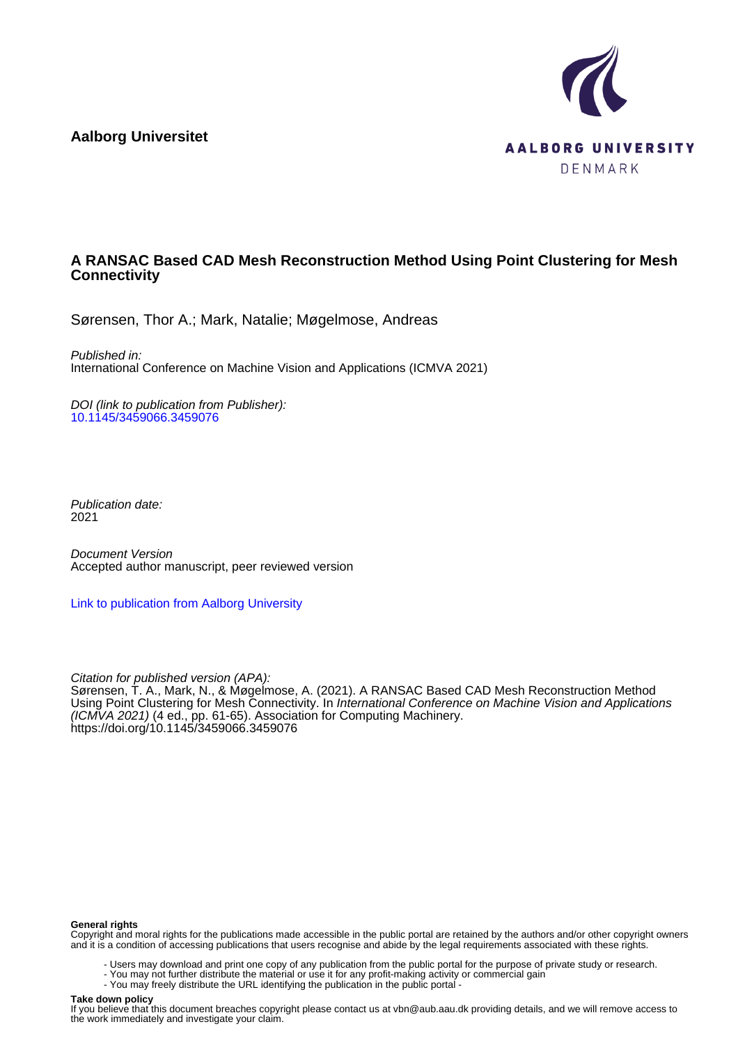**Aalborg Universitet**

AALBORG UNIVERSITY
DENMARK

# A RANSAC Based CAD Mesh Reconstruction Method Using Point Clustering for Mesh Connectivity

Sørensen, Thor A.; Mark, Natalie; Møgelmose, Andreas

*Published in:*
International Conference on Machine Vision and Applications (ICMVA 2021)

*DOI (link to publication from Publisher):*
[10.1145/3459066.3459076](https://doi.org/10.1145/3459066.3459076)

*Publication date:*
2021

*Document Version*
Accepted author manuscript, peer reviewed version

[Link to publication from Aalborg University](#)

*Citation for published version (APA):*
Sørensen, T. A., Mark, N., & Møgelmose, A. (2021). A RANSAC Based CAD Mesh Reconstruction Method Using Point Clustering for Mesh Connectivity. In *International Conference on Machine Vision and Applications (ICMVA 2021)* (4 ed., pp. 61-65). Association for Computing Machinery. https://doi.org/10.1145/3459066.3459076

**General rights**
Copyright and moral rights for the publications made accessible in the public portal are retained by the authors and/or other copyright owners and it is a condition of accessing publications that users recognise and abide by the legal requirements associated with these rights.

- Users may download and print one copy of any publication from the public portal for the purpose of private study or research.
- You may not further distribute the material or use it for any profit-making activity or commercial gain
- You may freely distribute the URL identifying the publication in the public portal -

**Take down policy**
If you believe that this document breaches copyright please contact us at vbn@aub.aau.dk providing details, and we will remove access to the work immediately and investigate your claim.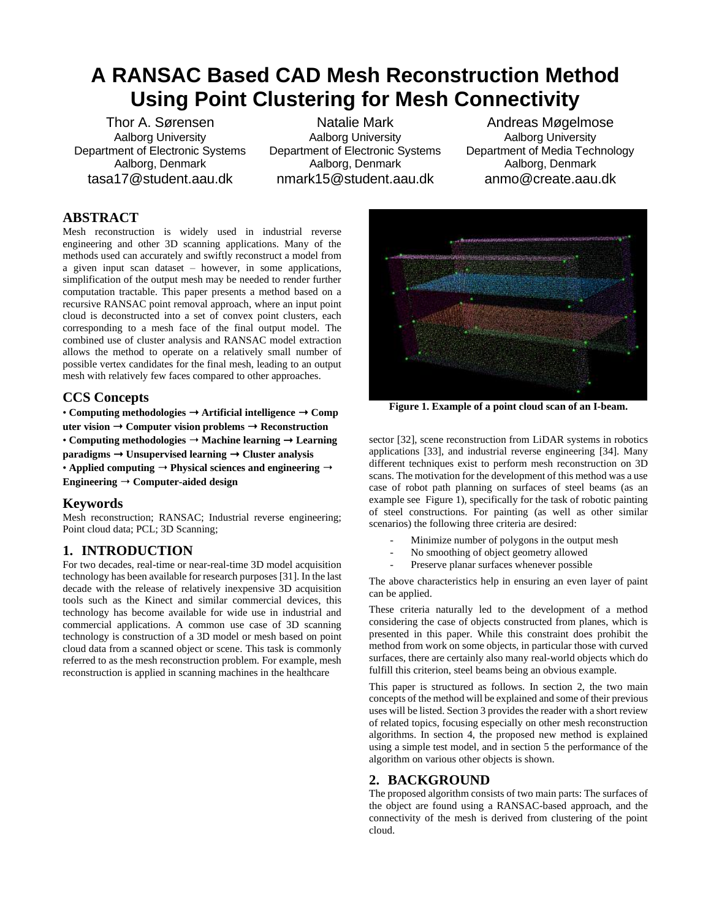# A RANSAC Based CAD Mesh Reconstruction Method Using Point Clustering for Mesh Connectivity

Thor A. Sørensen
Aalborg University
Department of Electronic Systems
Aalborg, Denmark
tasa17@student.aau.dk

Natalie Mark
Aalborg University
Department of Electronic Systems
Aalborg, Denmark
nmark15@student.aau.dk

Andreas Møgelmose
Aalborg University
Department of Media Technology
Aalborg, Denmark
anmo@create.aau.dk

## ABSTRACT

Mesh reconstruction is widely used in industrial reverse engineering and other 3D scanning applications. Many of the methods used can accurately and swiftly reconstruct a model from a given input scan dataset – however, in some applications, simplification of the output mesh may be needed to render further computation tractable. This paper presents a method based on a recursive RANSAC point removal approach, where an input point cloud is deconstructed into a set of convex point clusters, each corresponding to a mesh face of the final output model. The combined use of cluster analysis and RANSAC model extraction allows the method to operate on a relatively small number of possible vertex candidates for the final mesh, leading to an output mesh with relatively few faces compared to other approaches.

## CCS Concepts

• **Computing methodologies → Artificial intelligence → Computer vision → Computer vision problems → Reconstruction**
• **Computing methodologies → Machine learning → Learning paradigms → Unsupervised learning → Cluster analysis**
• **Applied computing → Physical sciences and engineering → Engineering → Computer-aided design**

## Keywords

Mesh reconstruction; RANSAC; Industrial reverse engineering; Point cloud data; PCL; 3D Scanning;

## 1. INTRODUCTION

For two decades, real-time or near-real-time 3D model acquisition technology has been available for research purposes [31]. In the last decade with the release of relatively inexpensive 3D acquisition tools such as the Kinect and similar commercial devices, this technology has become available for wide use in industrial and commercial applications. A common use case of 3D scanning technology is construction of a 3D model or mesh based on point cloud data from a scanned object or scene. This task is commonly referred to as the mesh reconstruction problem. For example, mesh reconstruction is applied in scanning machines in the healthcare sector [32], scene reconstruction from LiDAR systems in robotics applications [33], and industrial reverse engineering [34]. Many different techniques exist to perform mesh reconstruction on 3D scans. The motivation for the development of this method was a use case of robot path planning on surfaces of steel beams (as an example see Figure 1), specifically for the task of robotic painting of steel constructions. For painting (as well as other similar scenarios) the following three criteria are desired:

- Minimize number of polygons in the output mesh
- No smoothing of object geometry allowed
- Preserve planar surfaces whenever possible

**Figure 1. Example of a point cloud scan of an I-beam.**

The above characteristics help in ensuring an even layer of paint can be applied.

These criteria naturally led to the development of a method considering the case of objects constructed from planes, which is presented in this paper. While this constraint does prohibit the method from work on some objects, in particular those with curved surfaces, there are certainly also many real-world objects which do fulfill this criterion, steel beams being an obvious example.

This paper is structured as follows. In section 2, the two main concepts of the method will be explained and some of their previous uses will be listed. Section 3 provides the reader with a short review of related topics, focusing especially on other mesh reconstruction algorithms. In section 4, the proposed new method is explained using a simple test model, and in section 5 the performance of the algorithm on various other objects is shown.

## 2. BACKGROUND

The proposed algorithm consists of two main parts: The surfaces of the object are found using a RANSAC-based approach, and the connectivity of the mesh is derived from clustering of the point cloud.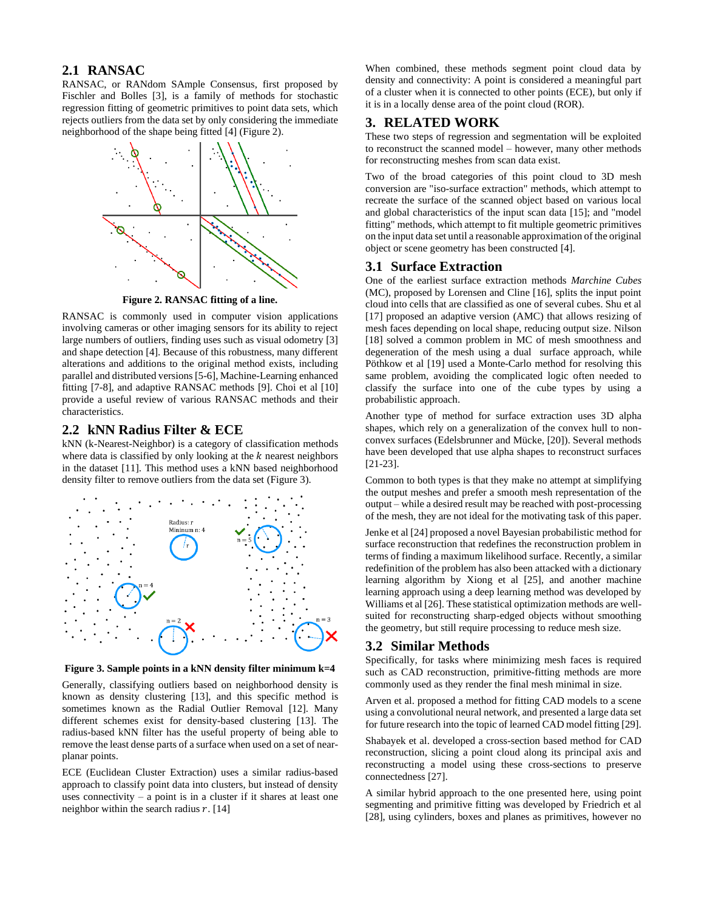## 2.1 RANSAC

RANSAC, or RANdom SAmple Consensus, first proposed by Fischler and Bolles [3], is a family of methods for stochastic regression fitting of geometric primitives to point data sets, which rejects outliers from the data set by only considering the immediate neighborhood of the shape being fitted [4] (Figure 2).

**Figure 2. RANSAC fitting of a line.**

RANSAC is commonly used in computer vision applications involving cameras or other imaging sensors for its ability to reject large numbers of outliers, finding uses such as visual odometry [3] and shape detection [4]. Because of this robustness, many different alterations and additions to the original method exists, including parallel and distributed versions [5-6], Machine-Learning enhanced fitting [7-8], and adaptive RANSAC methods [9]. Choi et al [10] provide a useful review of various RANSAC methods and their characteristics.

## 2.2 kNN Radius Filter & ECE

kNN (k-Nearest-Neighbor) is a category of classification methods where data is classified by only looking at the $k$ nearest neighbors in the dataset [11]. This method uses a kNN based neighborhood density filter to remove outliers from the data set (Figure 3).

**Figure 3. Sample points in a kNN density filter minimum k=4**

Generally, classifying outliers based on neighborhood density is known as density clustering [13], and this specific method is sometimes known as the Radial Outlier Removal [12]. Many different schemes exist for density-based clustering [13]. The radius-based kNN filter has the useful property of being able to remove the least dense parts of a surface when used on a set of near-planar points.

ECE (Euclidean Cluster Extraction) uses a similar radius-based approach to classify point data into clusters, but instead of density uses connectivity – a point is in a cluster if it shares at least one neighbor within the search radius $r$. [14]

When combined, these methods segment point cloud data by density and connectivity: A point is considered a meaningful part of a cluster when it is connected to other points (ECE), but only if it is in a locally dense area of the point cloud (ROR).

# 3. RELATED WORK

These two steps of regression and segmentation will be exploited to reconstruct the scanned model – however, many other methods for reconstructing meshes from scan data exist.

Two of the broad categories of this point cloud to 3D mesh conversion are "iso-surface extraction" methods, which attempt to recreate the surface of the scanned object based on various local and global characteristics of the input scan data [15]; and "model fitting" methods, which attempt to fit multiple geometric primitives on the input data set until a reasonable approximation of the original object or scene geometry has been constructed [4].

## 3.1 Surface Extraction

One of the earliest surface extraction methods *Marchine Cubes* (MC), proposed by Lorensen and Cline [16], splits the input point cloud into cells that are classified as one of several cubes. Shu et al [17] proposed an adaptive version (AMC) that allows resizing of mesh faces depending on local shape, reducing output size. Nilson [18] solved a common problem in MC of mesh smoothness and degeneration of the mesh using a dual surface approach, while Pöthkow et al [19] used a Monte-Carlo method for resolving this same problem, avoiding the complicated logic often needed to classify the surface into one of the cube types by using a probabilistic approach.

Another type of method for surface extraction uses 3D alpha shapes, which rely on a generalization of the convex hull to non-convex surfaces (Edelsbrunner and Mücke, [20]). Several methods have been developed that use alpha shapes to reconstruct surfaces [21-23].

Common to both types is that they make no attempt at simplifying the output meshes and prefer a smooth mesh representation of the output – while a desired result may be reached with post-processing of the mesh, they are not ideal for the motivating task of this paper.

Jenke et al [24] proposed a novel Bayesian probabilistic method for surface reconstruction that redefines the reconstruction problem in terms of finding a maximum likelihood surface. Recently, a similar redefinition of the problem has also been attacked with a dictionary learning algorithm by Xiong et al [25], and another machine learning approach using a deep learning method was developed by Williams et al [26]. These statistical optimization methods are well-suited for reconstructing sharp-edged objects without smoothing the geometry, but still require processing to reduce mesh size.

## 3.2 Similar Methods

Specifically, for tasks where minimizing mesh faces is required such as CAD reconstruction, primitive-fitting methods are more commonly used as they render the final mesh minimal in size.

Arven et al. proposed a method for fitting CAD models to a scene using a convolutional neural network, and presented a large data set for future research into the topic of learned CAD model fitting [29].

Shabayek et al. developed a cross-section based method for CAD reconstruction, slicing a point cloud along its principal axis and reconstructing a model using these cross-sections to preserve connectedness [27].

A similar hybrid approach to the one presented here, using point segmenting and primitive fitting was developed by Friedrich et al [28], using cylinders, boxes and planes as primitives, however no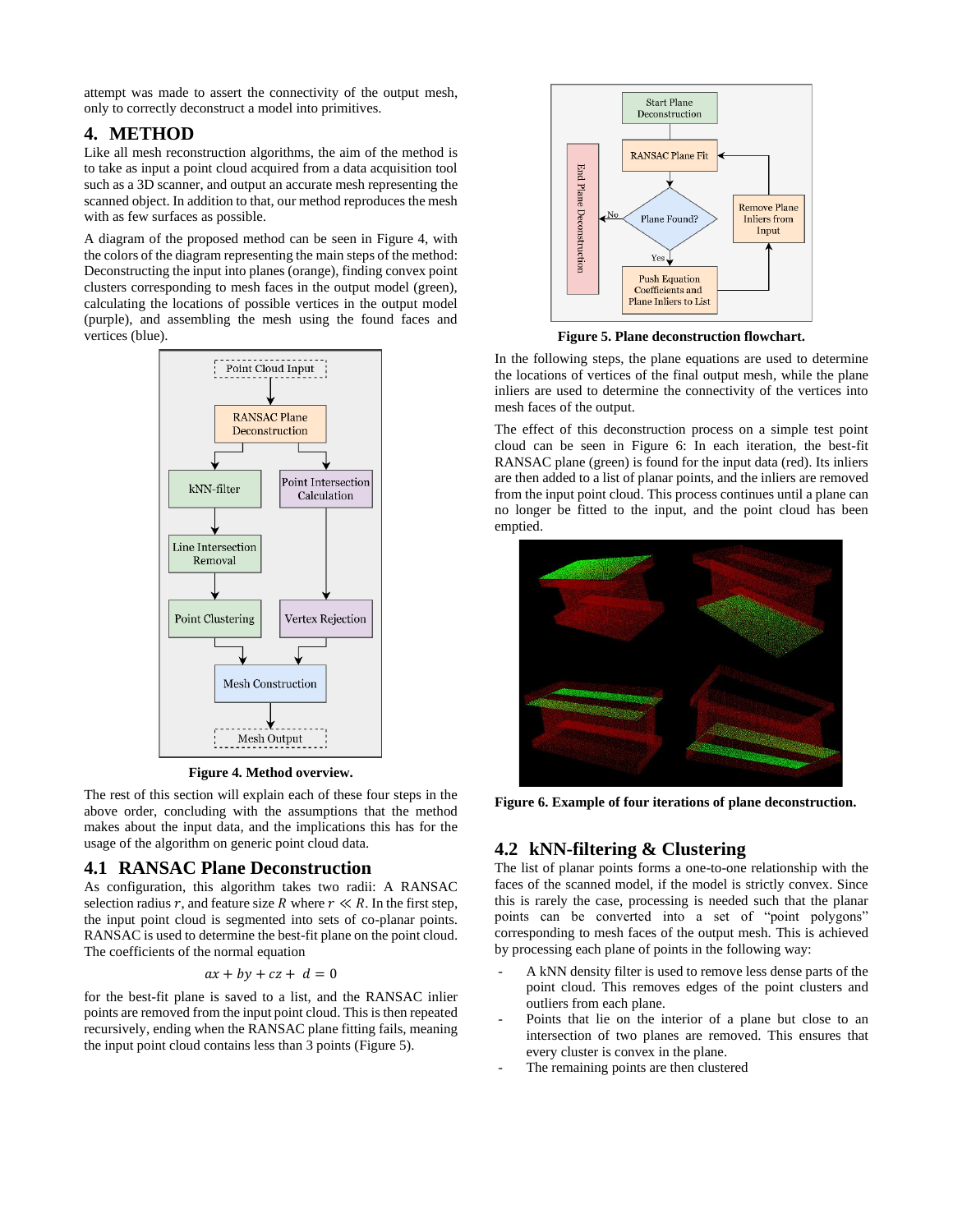attempt was made to assert the connectivity of the output mesh, only to correctly deconstruct a model into primitives.

# 4. METHOD

Like all mesh reconstruction algorithms, the aim of the method is to take as input a point cloud acquired from a data acquisition tool such as a 3D scanner, and output an accurate mesh representing the scanned object. In addition to that, our method reproduces the mesh with as few surfaces as possible.

A diagram of the proposed method can be seen in Figure 4, with the colors of the diagram representing the main steps of the method: Deconstructing the input into planes (orange), finding convex point clusters corresponding to mesh faces in the output model (green), calculating the locations of possible vertices in the output model (purple), and assembling the mesh using the found faces and vertices (blue).

**Figure 4. Method overview.**

The rest of this section will explain each of these four steps in the above order, concluding with the assumptions that the method makes about the input data, and the implications this has for the usage of the algorithm on generic point cloud data.

## 4.1 RANSAC Plane Deconstruction

As configuration, this algorithm takes two radii: A RANSAC selection radius $r$, and feature size $R$ where $r \ll R$. In the first step, the input point cloud is segmented into sets of co-planar points. RANSAC is used to determine the best-fit plane on the point cloud. The coefficients of the normal equation

$$ax + by + cz + d = 0$$

for the best-fit plane is saved to a list, and the RANSAC inlier points are removed from the input point cloud. This is then repeated recursively, ending when the RANSAC plane fitting fails, meaning the input point cloud contains less than 3 points (Figure 5).

**Figure 5. Plane deconstruction flowchart.**

In the following steps, the plane equations are used to determine the locations of vertices of the final output mesh, while the plane inliers are used to determine the connectivity of the vertices into mesh faces of the output.

The effect of this deconstruction process on a simple test point cloud can be seen in Figure 6: In each iteration, the best-fit RANSAC plane (green) is found for the input data (red). Its inliers are then added to a list of planar points, and the inliers are removed from the input point cloud. This process continues until a plane can no longer be fitted to the input, and the point cloud has been emptied.

**Figure 6. Example of four iterations of plane deconstruction.**

## 4.2 kNN-filtering & Clustering

The list of planar points forms a one-to-one relationship with the faces of the scanned model, if the model is strictly convex. Since this is rarely the case, processing is needed such that the planar points can be converted into a set of "point polygons" corresponding to mesh faces of the output mesh. This is achieved by processing each plane of points in the following way:

- A kNN density filter is used to remove less dense parts of the point cloud. This removes edges of the point clusters and outliers from each plane.
- Points that lie on the interior of a plane but close to an intersection of two planes are removed. This ensures that every cluster is convex in the plane.
- The remaining points are then clustered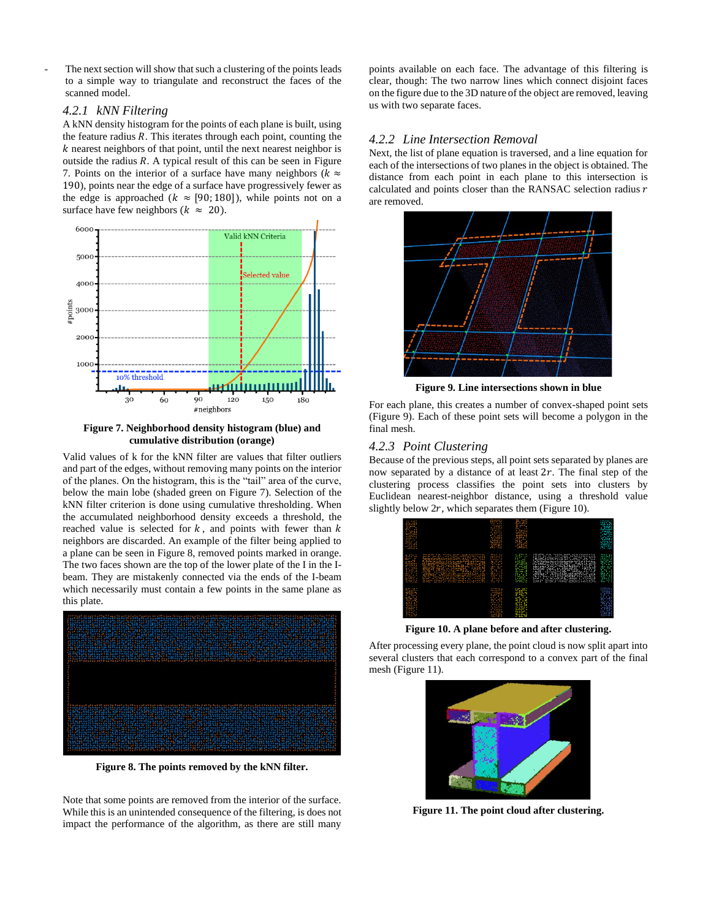- The next section will show that such a clustering of the points leads to a simple way to triangulate and reconstruct the faces of the scanned model.

#### 4.2.1 kNN Filtering

A kNN density histogram for the points of each plane is built, using the feature radius $R$. This iterates through each point, counting the $k$ nearest neighbors of that point, until the next nearest neighbor is outside the radius $R$. A typical result of this can be seen in Figure 7. Points on the interior of a surface have many neighbors ($k \approx 190$), points near the edge of a surface have progressively fewer as the edge is approached ($k \approx [90;180]$), while points not on a surface have few neighbors ($k \approx 20$).

**Figure 7. Neighborhood density histogram (blue) and cumulative distribution (orange)**

Valid values of k for the kNN filter are values that filter outliers and part of the edges, without removing many points on the interior of the planes. On the histogram, this is the "tail" area of the curve, below the main lobe (shaded green on Figure 7). Selection of the kNN filter criterion is done using cumulative thresholding. When the accumulated neighborhood density exceeds a threshold, the reached value is selected for $k$, and points with fewer than $k$ neighbors are discarded. An example of the filter being applied to a plane can be seen in Figure 8, removed points marked in orange. The two faces shown are the top of the lower plate of the I in the I-beam. They are mistakenly connected via the ends of the I-beam which necessarily must contain a few points in the same plane as this plate.

**Figure 8. The points removed by the kNN filter.**

Note that some points are removed from the interior of the surface. While this is an unintended consequence of the filtering, is does not impact the performance of the algorithm, as there are still many points available on each face. The advantage of this filtering is clear, though: The two narrow lines which connect disjoint faces on the figure due to the 3D nature of the object are removed, leaving us with two separate faces.

#### 4.2.2 Line Intersection Removal

Next, the list of plane equation is traversed, and a line equation for each of the intersections of two planes in the object is obtained. The distance from each point in each plane to this intersection is calculated and points closer than the RANSAC selection radius $r$ are removed.

**Figure 9. Line intersections shown in blue**

For each plane, this creates a number of convex-shaped point sets (Figure 9). Each of these point sets will become a polygon in the final mesh.

#### 4.2.3 Point Clustering

Because of the previous steps, all point sets separated by planes are now separated by a distance of at least $2r$. The final step of the clustering process classifies the point sets into clusters by Euclidean nearest-neighbor distance, using a threshold value slightly below $2r$, which separates them (Figure 10).

**Figure 10. A plane before and after clustering.**

After processing every plane, the point cloud is now split apart into several clusters that each correspond to a convex part of the final mesh (Figure 11).

**Figure 11. The point cloud after clustering.**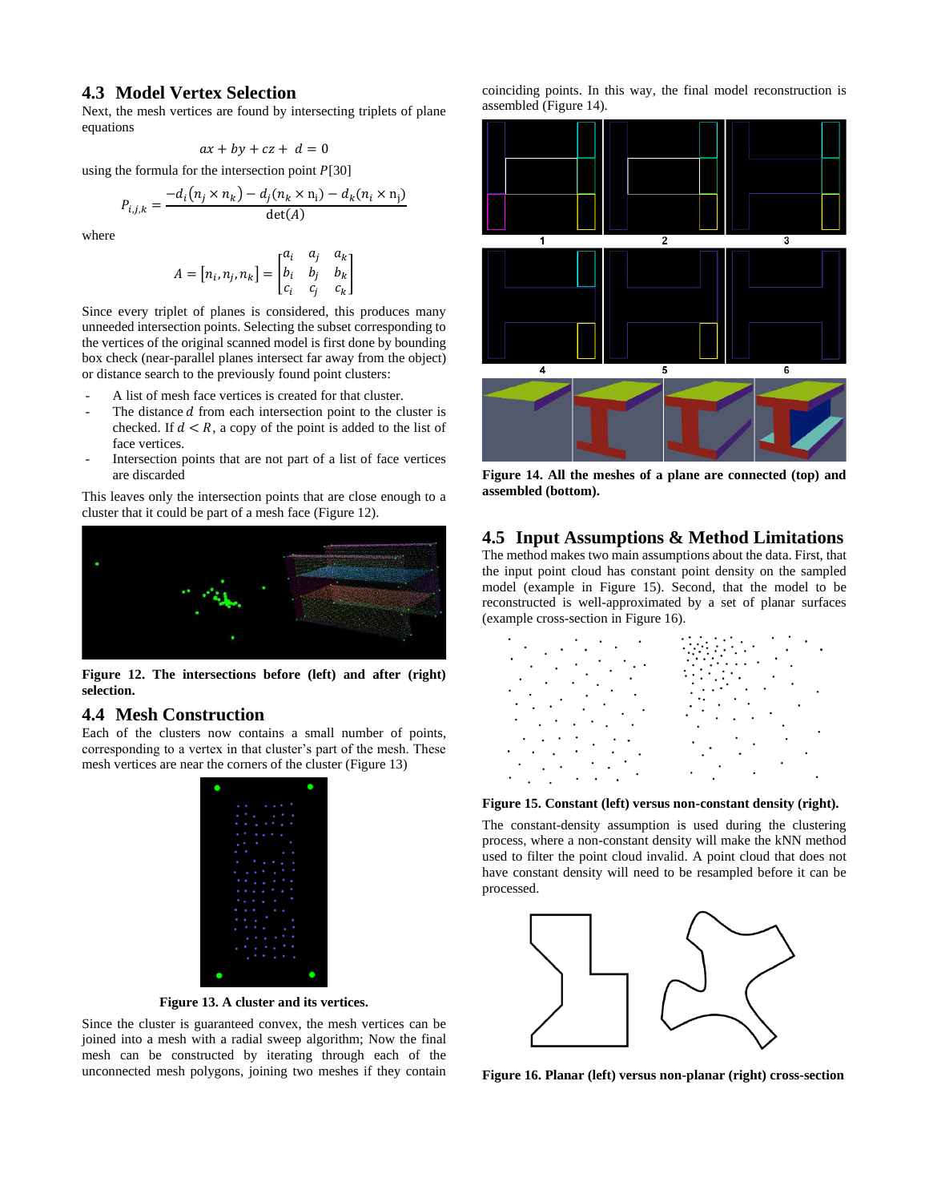### 4.3 Model Vertex Selection

Next, the mesh vertices are found by intersecting triplets of plane equations

$$ax + by + cz + d = 0$$

using the formula for the intersection point $P$[30]

$$P_{i,j,k} = \frac{-d_i(n_j \times n_k) - d_j(n_k \times n_i) - d_k(n_i \times n_j)}{\det(A)}$$

where

$$A = [n_i, n_j, n_k] = \begin{bmatrix} a_i & a_j & a_k \\ b_i & b_j & b_k \\ c_i & c_j & c_k \end{bmatrix}$$

Since every triplet of planes is considered, this produces many unneeded intersection points. Selecting the subset corresponding to the vertices of the original scanned model is first done by bounding box check (near-parallel planes intersect far away from the object) or distance search to the previously found point clusters:

- A list of mesh face vertices is created for that cluster.
- The distance $d$ from each intersection point to the cluster is checked. If $d < R$, a copy of the point is added to the list of face vertices.
- Intersection points that are not part of a list of face vertices are discarded

This leaves only the intersection points that are close enough to a cluster that it could be part of a mesh face (Figure 12).

**Figure 12. The intersections before (left) and after (right) selection.**

### 4.4 Mesh Construction

Each of the clusters now contains a small number of points, corresponding to a vertex in that cluster's part of the mesh. These mesh vertices are near the corners of the cluster (Figure 13)

**Figure 13. A cluster and its vertices.**

Since the cluster is guaranteed convex, the mesh vertices can be joined into a mesh with a radial sweep algorithm; Now the final mesh can be constructed by iterating through each of the unconnected mesh polygons, joining two meshes if they contain coinciding points. In this way, the final model reconstruction is assembled (Figure 14).

**Figure 14. All the meshes of a plane are connected (top) and assembled (bottom).**

### 4.5 Input Assumptions & Method Limitations

The method makes two main assumptions about the data. First, that the input point cloud has constant point density on the sampled model (example in Figure 15). Second, that the model to be reconstructed is well-approximated by a set of planar surfaces (example cross-section in Figure 16).

**Figure 15. Constant (left) versus non-constant density (right).**

The constant-density assumption is used during the clustering process, where a non-constant density will make the kNN method used to filter the point cloud invalid. A point cloud that does not have constant density will need to be resampled before it can be processed.

**Figure 16. Planar (left) versus non-planar (right) cross-section**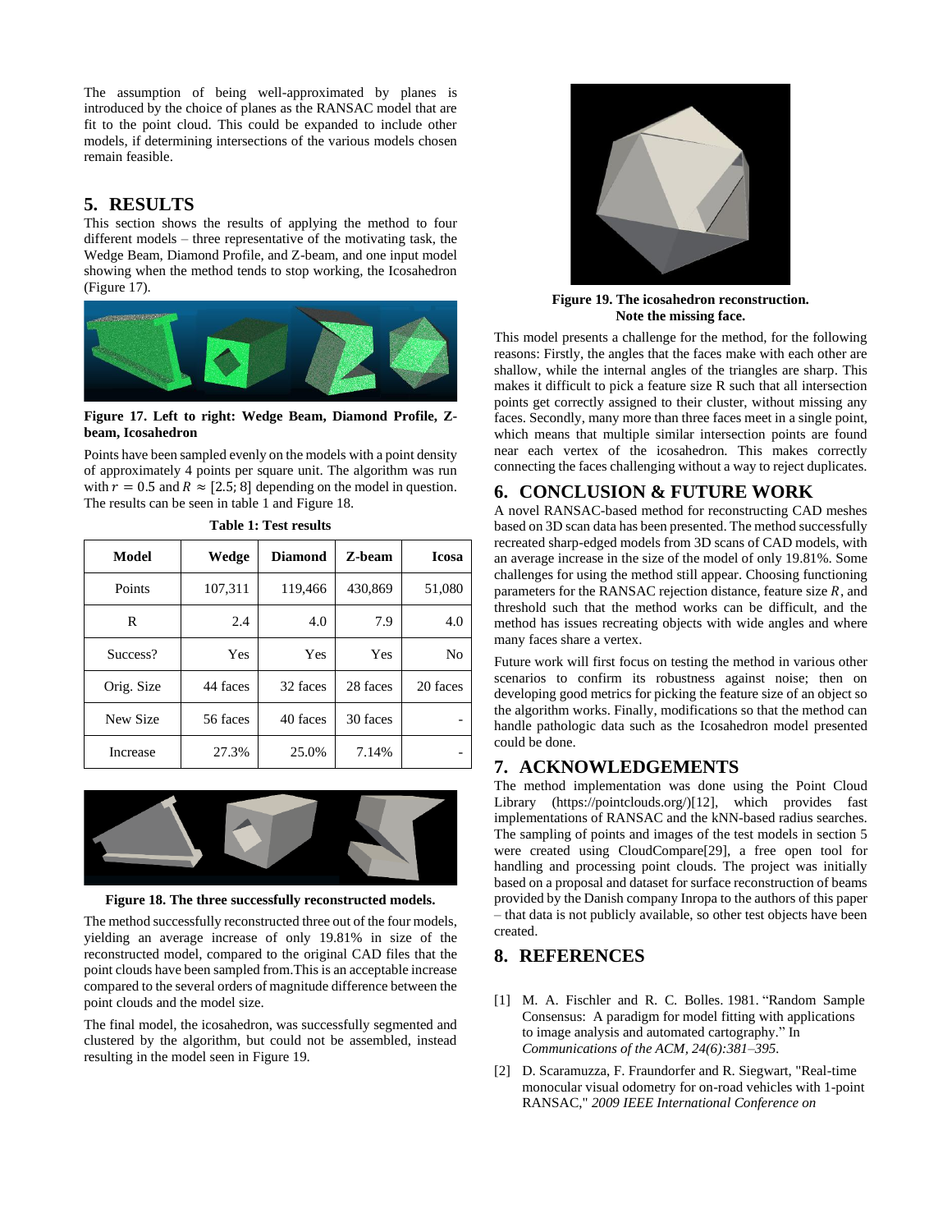The assumption of being well-approximated by planes is introduced by the choice of planes as the RANSAC model that are fit to the point cloud. This could be expanded to include other models, if determining intersections of the various models chosen remain feasible.

## 5. RESULTS

This section shows the results of applying the method to four different models – three representative of the motivating task, the Wedge Beam, Diamond Profile, and Z-beam, and one input model showing when the method tends to stop working, the Icosahedron (Figure 17).

**Figure 17. Left to right: Wedge Beam, Diamond Profile, Z-beam, Icosahedron**

Points have been sampled evenly on the models with a point density of approximately 4 points per square unit. The algorithm was run with $r = 0.5$ and $R \approx [2.5; 8]$ depending on the model in question. The results can be seen in table 1 and Figure 18.

**Table 1: Test results**

| Model | Wedge | Diamond | Z-beam | Icosa |
|---|---|---|---|---|
| Points | 107,311 | 119,466 | 430,869 | 51,080 |
| R | 2.4 | 4.0 | 7.9 | 4.0 |
| Success? | Yes | Yes | Yes | No |
| Orig. Size | 44 faces | 32 faces | 28 faces | 20 faces |
| New Size | 56 faces | 40 faces | 30 faces | - |
| Increase | 27.3% | 25.0% | 7.14% | - |

**Figure 18. The three successfully reconstructed models.**

The method successfully reconstructed three out of the four models, yielding an average increase of only 19.81% in size of the reconstructed model, compared to the original CAD files that the point clouds have been sampled from.This is an acceptable increase compared to the several orders of magnitude difference between the point clouds and the model size.

The final model, the icosahedron, was successfully segmented and clustered by the algorithm, but could not be assembled, instead resulting in the model seen in Figure 19.

**Figure 19. The icosahedron reconstruction. Note the missing face.**

This model presents a challenge for the method, for the following reasons: Firstly, the angles that the faces make with each other are shallow, while the internal angles of the triangles are sharp. This makes it difficult to pick a feature size R such that all intersection points get correctly assigned to their cluster, without missing any faces. Secondly, many more than three faces meet in a single point, which means that multiple similar intersection points are found near each vertex of the icosahedron. This makes correctly connecting the faces challenging without a way to reject duplicates.

## 6. CONCLUSION & FUTURE WORK

A novel RANSAC-based method for reconstructing CAD meshes based on 3D scan data has been presented. The method successfully recreated sharp-edged models from 3D scans of CAD models, with an average increase in the size of the model of only 19.81%. Some challenges for using the method still appear. Choosing functioning parameters for the RANSAC rejection distance, feature size $R$, and threshold such that the method works can be difficult, and the method has issues recreating objects with wide angles and where many faces share a vertex.

Future work will first focus on testing the method in various other scenarios to confirm its robustness against noise; then on developing good metrics for picking the feature size of an object so the algorithm works. Finally, modifications so that the method can handle pathologic data such as the Icosahedron model presented could be done.

## 7. ACKNOWLEDGEMENTS

The method implementation was done using the Point Cloud Library (https://pointclouds.org/)[12], which provides fast implementations of RANSAC and the kNN-based radius searches. The sampling of points and images of the test models in section 5 were created using CloudCompare[29], a free open tool for handling and processing point clouds. The project was initially based on a proposal and dataset for surface reconstruction of beams provided by the Danish company Inropa to the authors of this paper – that data is not publicly available, so other test objects have been created.

## 8. REFERENCES

[1] M. A. Fischler and R. C. Bolles. 1981. "Random Sample Consensus: A paradigm for model fitting with applications to image analysis and automated cartography." In *Communications of the ACM, 24(6):381–395.*

[2] D. Scaramuzza, F. Fraundorfer and R. Siegwart, "Real-time monocular visual odometry for on-road vehicles with 1-point RANSAC," *2009 IEEE International Conference on*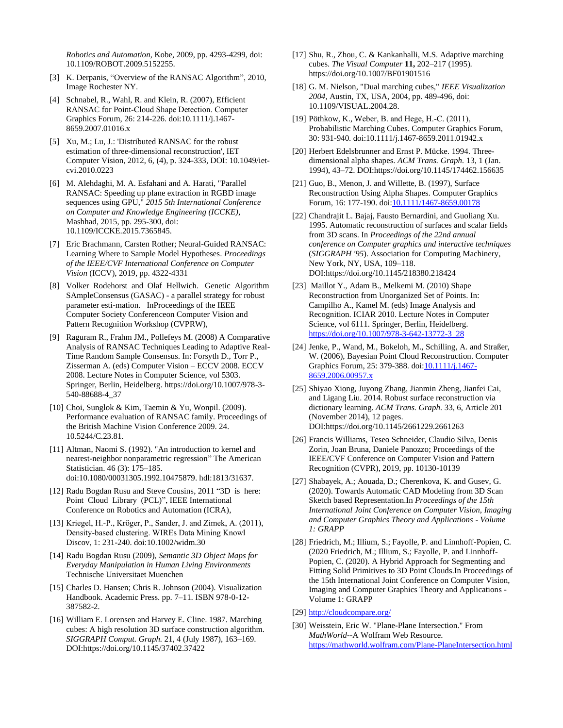*Robotics and Automation*, Kobe, 2009, pp. 4293-4299, doi: 10.1109/ROBOT.2009.5152255.

[3] K. Derpanis, "Overview of the RANSAC Algorithm", 2010, Image Rochester NY.

[4] Schnabel, R., Wahl, R. and Klein, R. (2007), Efficient RANSAC for Point-Cloud Shape Detection. Computer Graphics Forum, 26: 214-226. doi:10.1111/j.1467-8659.2007.01016.x

[5] Xu, M.; Lu, J.: 'Distributed RANSAC for the robust estimation of three-dimensional reconstruction', IET Computer Vision, 2012, 6, (4), p. 324-333, DOI: 10.1049/iet-cvi.2010.0223

[6] M. Alehdaghi, M. A. Esfahani and A. Harati, "Parallel RANSAC: Speeding up plane extraction in RGBD image sequences using GPU," *2015 5th International Conference on Computer and Knowledge Engineering (ICCKE)*, Mashhad, 2015, pp. 295-300, doi: 10.1109/ICCKE.2015.7365845.

[7] Eric Brachmann, Carsten Rother; Neural-Guided RANSAC: Learning Where to Sample Model Hypotheses. *Proceedings of the IEEE/CVF International Conference on Computer Vision* (ICCV), 2019, pp. 4322-4331

[8] Volker Rodehorst and Olaf Hellwich. Genetic Algorithm SAmpleConsensus (GASAC) - a parallel strategy for robust parameter esti-mation. InProceedings of the IEEE Computer Society Conferenceon Computer Vision and Pattern Recognition Workshop (CVPRW),

[9] Raguram R., Frahm JM., Pollefeys M. (2008) A Comparative Analysis of RANSAC Techniques Leading to Adaptive Real-Time Random Sample Consensus. In: Forsyth D., Torr P., Zisserman A. (eds) Computer Vision – ECCV 2008. ECCV 2008. Lecture Notes in Computer Science, vol 5303. Springer, Berlin, Heidelberg. https://doi.org/10.1007/978-3-540-88688-4_37

[10] Choi, Sunglok & Kim, Taemin & Yu, Wonpil. (2009). Performance evaluation of RANSAC family. Proceedings of the British Machine Vision Conference 2009. 24. 10.5244/C.23.81.

[11] Altman, Naomi S. (1992). "An introduction to kernel and nearest-neighbor nonparametric regression" The American Statistician. 46 (3): 175–185. doi:10.1080/00031305.1992.10475879. hdl:1813/31637.

[12] Radu Bogdan Rusu and Steve Cousins, 2011 "3D is here: Point Cloud Library (PCL)", IEEE International Conference on Robotics and Automation (ICRA),

[13] Kriegel, H.-P., Kröger, P., Sander, J. and Zimek, A. (2011), Density-based clustering. WIREs Data Mining Knowl Discov, 1: 231-240. doi:10.1002/widm.30

[14] Radu Bogdan Rusu (2009), *Semantic 3D Object Maps for Everyday Manipulation in Human Living Environments* Technische Universitaet Muenchen

[15] Charles D. Hansen; Chris R. Johnson (2004). Visualization Handbook. Academic Press. pp. 7–11. ISBN 978-0-12-387582-2.

[16] William E. Lorensen and Harvey E. Cline. 1987. Marching cubes: A high resolution 3D surface construction algorithm. *SIGGRAPH Comput. Graph.* 21, 4 (July 1987), 163–169. DOI:https://doi.org/10.1145/37402.37422

[17] Shu, R., Zhou, C. & Kankanhalli, M.S. Adaptive marching cubes. *The Visual Computer* **11,** 202–217 (1995). https://doi.org/10.1007/BF01901516

[18] G. M. Nielson, "Dual marching cubes," *IEEE Visualization 2004*, Austin, TX, USA, 2004, pp. 489-496, doi: 10.1109/VISUAL.2004.28.

[19] Pöthkow, K., Weber, B. and Hege, H.-C. (2011), Probabilistic Marching Cubes. Computer Graphics Forum, 30: 931-940. doi:10.1111/j.1467-8659.2011.01942.x

[20] Herbert Edelsbrunner and Ernst P. Mücke. 1994. Three-dimensional alpha shapes. *ACM Trans. Graph.* 13, 1 (Jan. 1994), 43–72. DOI:https://doi.org/10.1145/174462.156635

[21] Guo, B., Menon, J. and Willette, B. (1997), Surface Reconstruction Using Alpha Shapes. Computer Graphics Forum, 16: 177-190. doi:10.1111/1467-8659.00178

[22] Chandrajit L. Bajaj, Fausto Bernardini, and Guoliang Xu. 1995. Automatic reconstruction of surfaces and scalar fields from 3D scans. In *Proceedings of the 22nd annual conference on Computer graphics and interactive techniques* (*SIGGRAPH '95*). Association for Computing Machinery, New York, NY, USA, 109–118. DOI:https://doi.org/10.1145/218380.218424

[23] Maillot Y., Adam B., Melkemi M. (2010) Shape Reconstruction from Unorganized Set of Points. In: Campilho A., Kamel M. (eds) Image Analysis and Recognition. ICIAR 2010. Lecture Notes in Computer Science, vol 6111. Springer, Berlin, Heidelberg. https://doi.org/10.1007/978-3-642-13772-3_28

[24] Jenke, P., Wand, M., Bokeloh, M., Schilling, A. and Straßer, W. (2006), Bayesian Point Cloud Reconstruction. Computer Graphics Forum, 25: 379-388. doi:10.1111/j.1467-8659.2006.00957.x

[25] Shiyao Xiong, Juyong Zhang, Jianmin Zheng, Jianfei Cai, and Ligang Liu. 2014. Robust surface reconstruction via dictionary learning. *ACM Trans. Graph.* 33, 6, Article 201 (November 2014), 12 pages. DOI:https://doi.org/10.1145/2661229.2661263

[26] Francis Williams, Teseo Schneider, Claudio Silva, Denis Zorin, Joan Bruna, Daniele Panozzo; Proceedings of the IEEE/CVF Conference on Computer Vision and Pattern Recognition (CVPR), 2019, pp. 10130-10139

[27] Shabayek, A.; Aouada, D.; Cherenkova, K. and Gusev, G. (2020). Towards Automatic CAD Modeling from 3D Scan Sketch based Representation.In *Proceedings of the 15th International Joint Conference on Computer Vision, Imaging and Computer Graphics Theory and Applications - Volume 1: GRAPP*

[28] Friedrich, M.; Illium, S.; Fayolle, P. and Linnhoff-Popien, C. (2020 Friedrich, M.; Illium, S.; Fayolle, P. and Linnhoff-Popien, C. (2020). A Hybrid Approach for Segmenting and Fitting Solid Primitives to 3D Point Clouds.In Proceedings of the 15th International Joint Conference on Computer Vision, Imaging and Computer Graphics Theory and Applications - Volume 1: GRAPP

[29] http://cloudcompare.org/

[30] Weisstein, Eric W. "Plane-Plane Intersection." From *MathWorld*--A Wolfram Web Resource. https://mathworld.wolfram.com/Plane-PlaneIntersection.html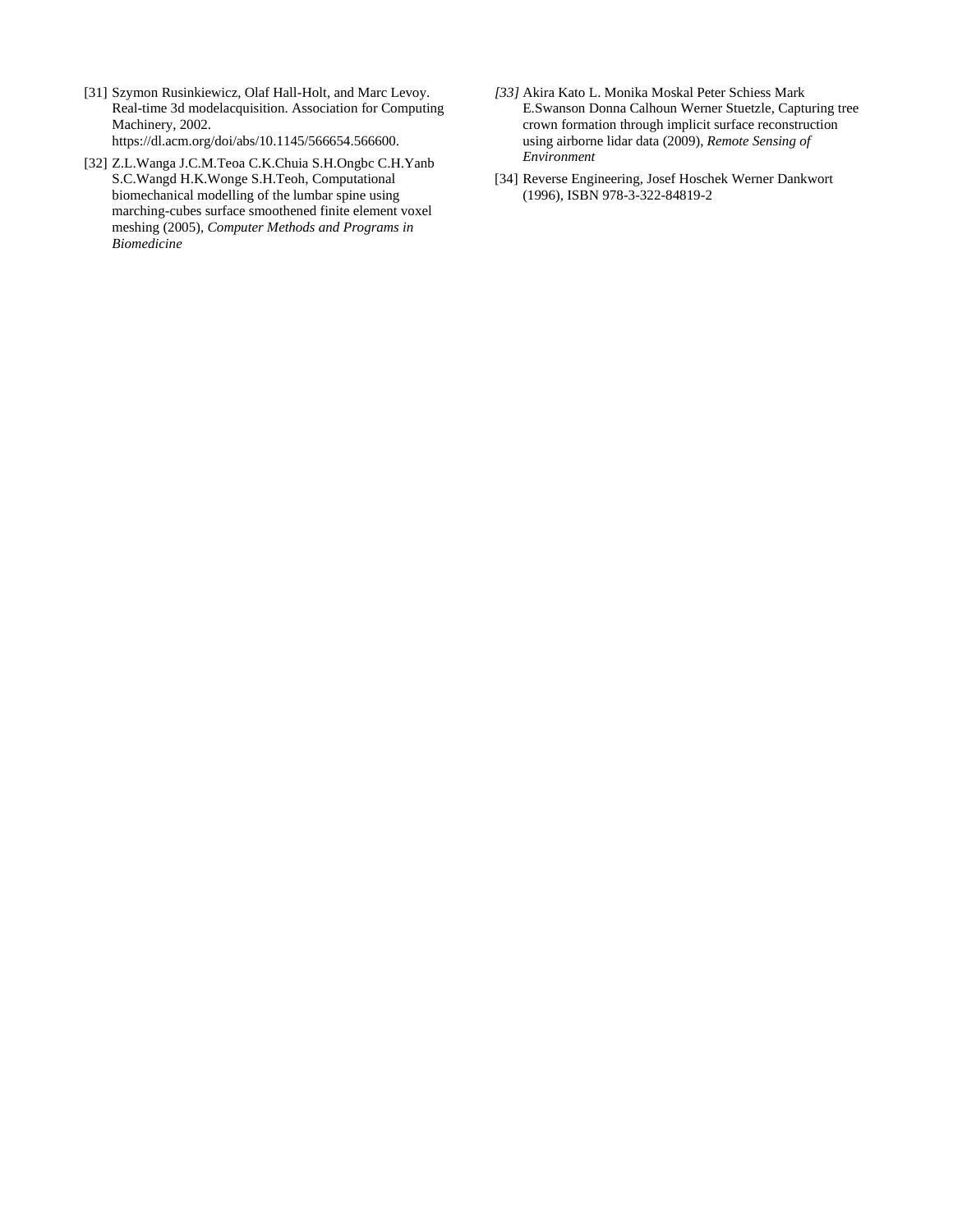[31] Szymon Rusinkiewicz, Olaf Hall-Holt, and Marc Levoy. Real-time 3d modelacquisition. Association for Computing Machinery, 2002. https://dl.acm.org/doi/abs/10.1145/566654.566600.

[32] Z.L.Wanga J.C.M.Teoa C.K.Chuia S.H.Ongbc C.H.Yanb S.C.Wangd H.K.Wonge S.H.Teoh, Computational biomechanical modelling of the lumbar spine using marching-cubes surface smoothened finite element voxel meshing (2005), *Computer Methods and Programs in Biomedicine*

*[33]* Akira Kato L. Monika Moskal Peter Schiess Mark E.Swanson Donna Calhoun Werner Stuetzle, Capturing tree crown formation through implicit surface reconstruction using airborne lidar data (2009), *Remote Sensing of Environment*

[34] Reverse Engineering, Josef Hoschek Werner Dankwort (1996), ISBN 978-3-322-84819-2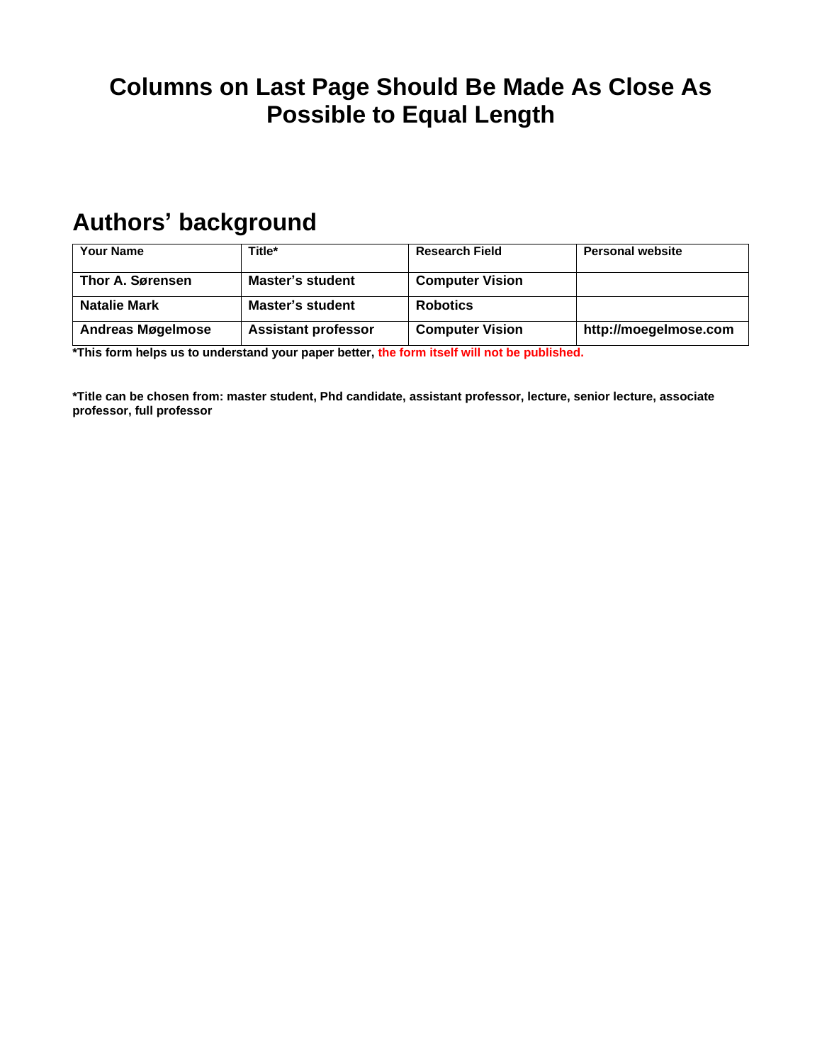# Columns on Last Page Should Be Made As Close As Possible to Equal Length

## Authors' background

| Your Name | Title* | Research Field | Personal website |
|---|---|---|---|
| Thor A. Sørensen | Master's student | Computer Vision | |
| Natalie Mark | Master's student | Robotics | |
| Andreas Møgelmose | Assistant professor | Computer Vision | http://moegelmose.com |

**\*This form helps us to understand your paper better, the form itself will not be published.**

**\*Title can be chosen from: master student, Phd candidate, assistant professor, lecture, senior lecture, associate professor, full professor**